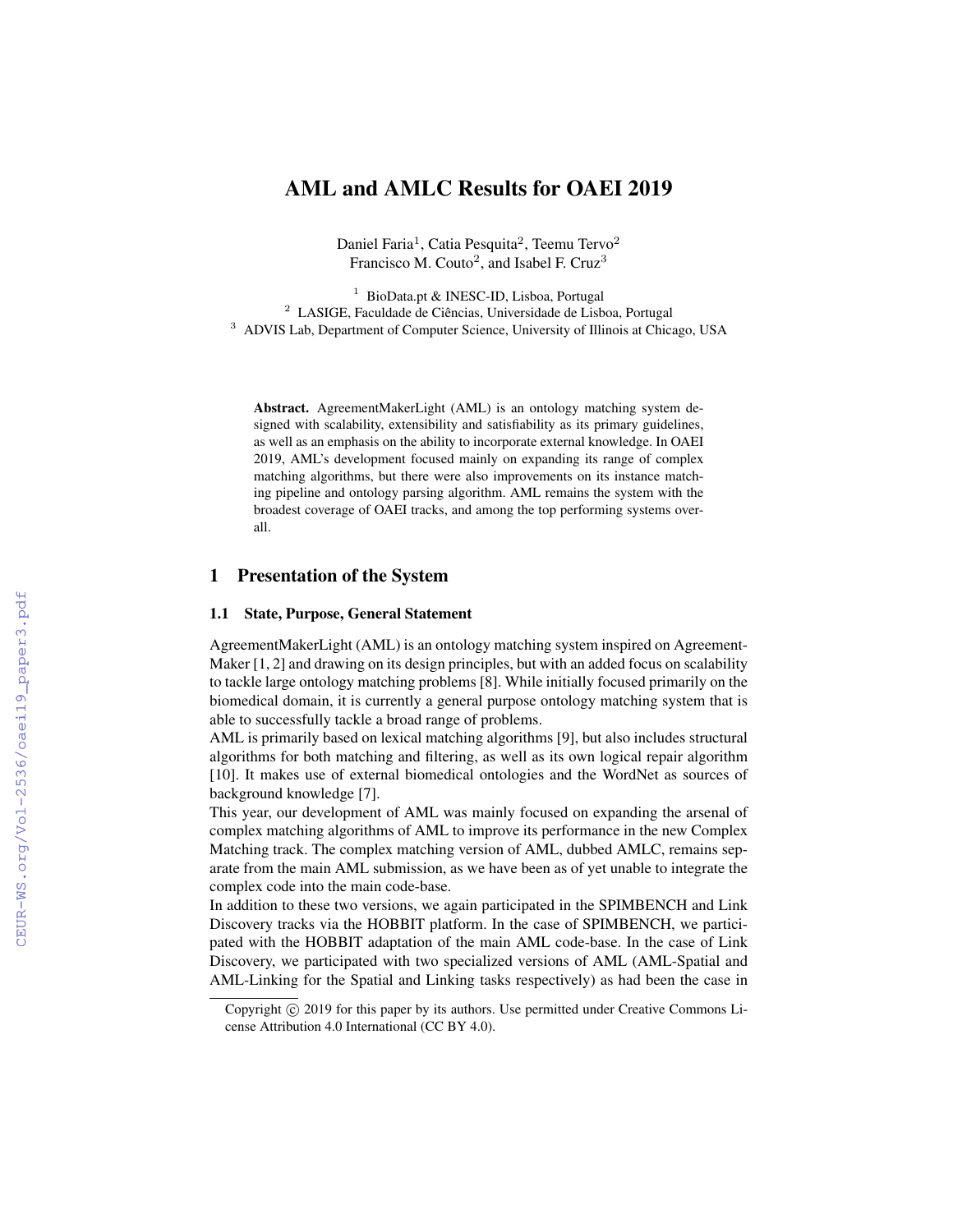# AML and AMLC Results for OAEI 2019

Daniel Faria[1], Catia Pesquita[2], Teemu Tervo[2]
Francisco M. Couto[2], and Isabel F. Cruz[3]

[1] BioData.pt & INESC-ID, Lisboa, Portugal
[2] LASIGE, Faculdade de Ciências, Universidade de Lisboa, Portugal
[3] ADVIS Lab, Department of Computer Science, University of Illinois at Chicago, USA

**Abstract.** AgreementMakerLight (AML) is an ontology matching system designed with scalability, extensibility and satisfiability as its primary guidelines, as well as an emphasis on the ability to incorporate external knowledge. In OAEI 2019, AML's development focused mainly on expanding its range of complex matching algorithms, but there were also improvements on its instance matching pipeline and ontology parsing algorithm. AML remains the system with the broadest coverage of OAEI tracks, and among the top performing systems overall.

## 1 Presentation of the System

### 1.1 State, Purpose, General Statement

AgreementMakerLight (AML) is an ontology matching system inspired on AgreementMaker [1, 2] and drawing on its design principles, but with an added focus on scalability to tackle large ontology matching problems [8]. While initially focused primarily on the biomedical domain, it is currently a general purpose ontology matching system that is able to successfully tackle a broad range of problems.

AML is primarily based on lexical matching algorithms [9], but also includes structural algorithms for both matching and filtering, as well as its own logical repair algorithm [10]. It makes use of external biomedical ontologies and the WordNet as sources of background knowledge [7].

This year, our development of AML was mainly focused on expanding the arsenal of complex matching algorithms of AML to improve its performance in the new Complex Matching track. The complex matching version of AML, dubbed AMLC, remains separate from the main AML submission, as we have been as of yet unable to integrate the complex code into the main code-base.

In addition to these two versions, we again participated in the SPIMBENCH and Link Discovery tracks via the HOBBIT platform. In the case of SPIMBENCH, we participated with the HOBBIT adaptation of the main AML code-base. In the case of Link Discovery, we participated with two specialized versions of AML (AML-Spatial and AML-Linking for the Spatial and Linking tasks respectively) as had been the case in

Copyright © 2019 for this paper by its authors. Use permitted under Creative Commons License Attribution 4.0 International (CC BY 4.0).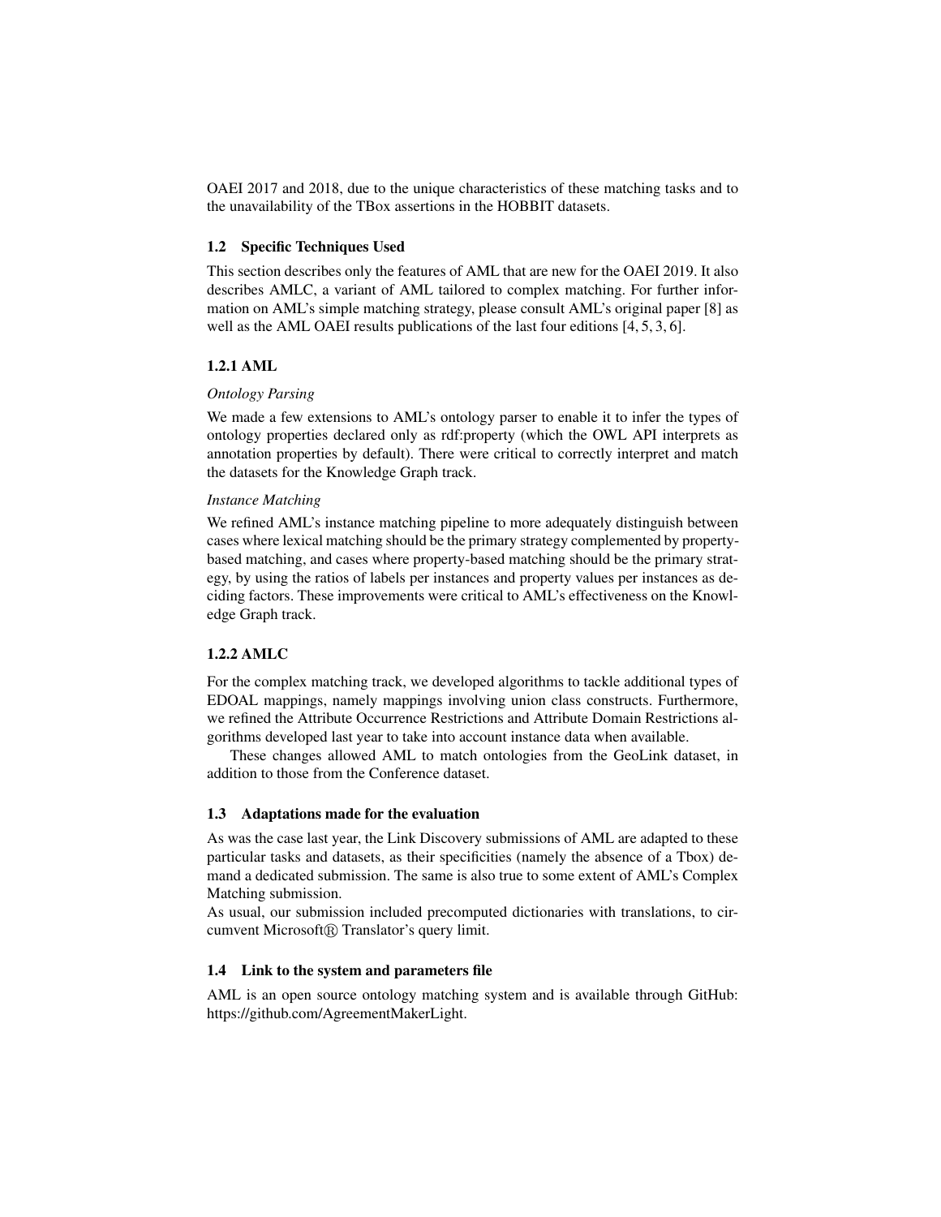OAEI 2017 and 2018, due to the unique characteristics of these matching tasks and to the unavailability of the TBox assertions in the HOBBIT datasets.

### 1.2 Specific Techniques Used

This section describes only the features of AML that are new for the OAEI 2019. It also describes AMLC, a variant of AML tailored to complex matching. For further information on AML's simple matching strategy, please consult AML's original paper [8] as well as the AML OAEI results publications of the last four editions [4, 5, 3, 6].

#### 1.2.1 AML

*Ontology Parsing*

We made a few extensions to AML's ontology parser to enable it to infer the types of ontology properties declared only as rdf:property (which the OWL API interprets as annotation properties by default). There were critical to correctly interpret and match the datasets for the Knowledge Graph track.

*Instance Matching*

We refined AML's instance matching pipeline to more adequately distinguish between cases where lexical matching should be the primary strategy complemented by property-based matching, and cases where property-based matching should be the primary strategy, by using the ratios of labels per instances and property values per instances as deciding factors. These improvements were critical to AML's effectiveness on the Knowledge Graph track.

#### 1.2.2 AMLC

For the complex matching track, we developed algorithms to tackle additional types of EDOAL mappings, namely mappings involving union class constructs. Furthermore, we refined the Attribute Occurrence Restrictions and Attribute Domain Restrictions algorithms developed last year to take into account instance data when available.

These changes allowed AML to match ontologies from the GeoLink dataset, in addition to those from the Conference dataset.

### 1.3 Adaptations made for the evaluation

As was the case last year, the Link Discovery submissions of AML are adapted to these particular tasks and datasets, as their specificities (namely the absence of a Tbox) demand a dedicated submission. The same is also true to some extent of AML's Complex Matching submission.

As usual, our submission included precomputed dictionaries with translations, to circumvent Microsoft® Translator's query limit.

### 1.4 Link to the system and parameters file

AML is an open source ontology matching system and is available through GitHub: https://github.com/AgreementMakerLight.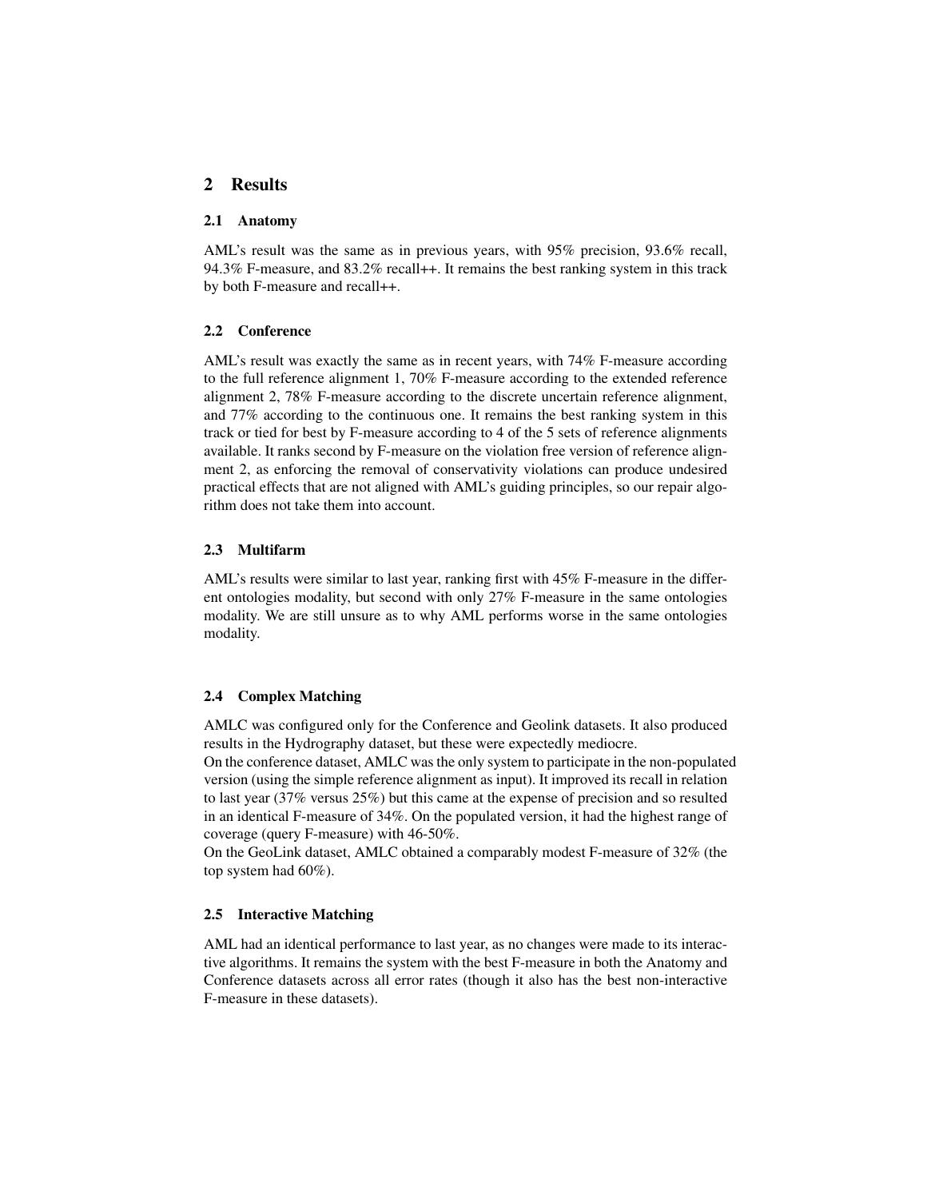## 2 Results

### 2.1 Anatomy

AML's result was the same as in previous years, with 95% precision, 93.6% recall, 94.3% F-measure, and 83.2% recall++. It remains the best ranking system in this track by both F-measure and recall++.

### 2.2 Conference

AML's result was exactly the same as in recent years, with 74% F-measure according to the full reference alignment 1, 70% F-measure according to the extended reference alignment 2, 78% F-measure according to the discrete uncertain reference alignment, and 77% according to the continuous one. It remains the best ranking system in this track or tied for best by F-measure according to 4 of the 5 sets of reference alignments available. It ranks second by F-measure on the violation free version of reference alignment 2, as enforcing the removal of conservativity violations can produce undesired practical effects that are not aligned with AML's guiding principles, so our repair algorithm does not take them into account.

### 2.3 Multifarm

AML's results were similar to last year, ranking first with 45% F-measure in the different ontologies modality, but second with only 27% F-measure in the same ontologies modality. We are still unsure as to why AML performs worse in the same ontologies modality.

### 2.4 Complex Matching

AMLC was configured only for the Conference and Geolink datasets. It also produced results in the Hydrography dataset, but these were expectedly mediocre.
On the conference dataset, AMLC was the only system to participate in the non-populated version (using the simple reference alignment as input). It improved its recall in relation to last year (37% versus 25%) but this came at the expense of precision and so resulted in an identical F-measure of 34%. On the populated version, it had the highest range of coverage (query F-measure) with 46-50%.
On the GeoLink dataset, AMLC obtained a comparably modest F-measure of 32% (the top system had 60%).

### 2.5 Interactive Matching

AML had an identical performance to last year, as no changes were made to its interactive algorithms. It remains the system with the best F-measure in both the Anatomy and Conference datasets across all error rates (though it also has the best non-interactive F-measure in these datasets).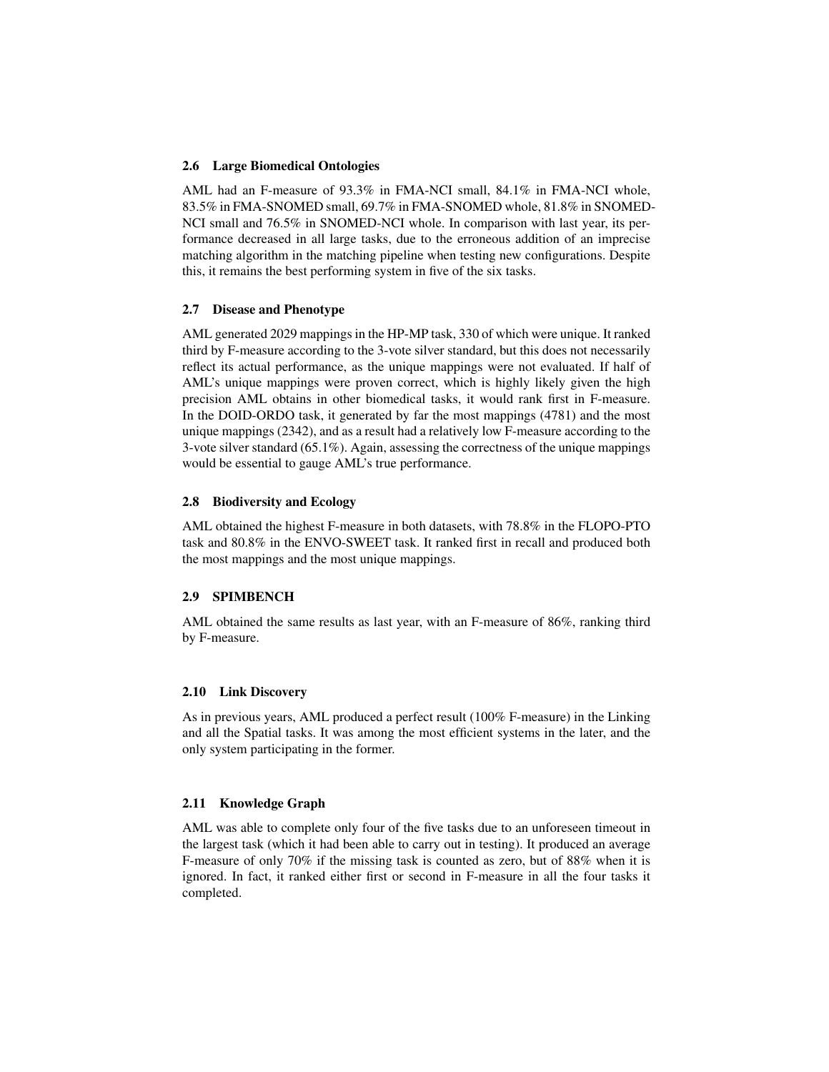### 2.6 Large Biomedical Ontologies

AML had an F-measure of 93.3% in FMA-NCI small, 84.1% in FMA-NCI whole, 83.5% in FMA-SNOMED small, 69.7% in FMA-SNOMED whole, 81.8% in SNOMED-NCI small and 76.5% in SNOMED-NCI whole. In comparison with last year, its performance decreased in all large tasks, due to the erroneous addition of an imprecise matching algorithm in the matching pipeline when testing new configurations. Despite this, it remains the best performing system in five of the six tasks.

### 2.7 Disease and Phenotype

AML generated 2029 mappings in the HP-MP task, 330 of which were unique. It ranked third by F-measure according to the 3-vote silver standard, but this does not necessarily reflect its actual performance, as the unique mappings were not evaluated. If half of AML's unique mappings were proven correct, which is highly likely given the high precision AML obtains in other biomedical tasks, it would rank first in F-measure. In the DOID-ORDO task, it generated by far the most mappings (4781) and the most unique mappings (2342), and as a result had a relatively low F-measure according to the 3-vote silver standard (65.1%). Again, assessing the correctness of the unique mappings would be essential to gauge AML's true performance.

### 2.8 Biodiversity and Ecology

AML obtained the highest F-measure in both datasets, with 78.8% in the FLOPO-PTO task and 80.8% in the ENVO-SWEET task. It ranked first in recall and produced both the most mappings and the most unique mappings.

### 2.9 SPIMBENCH

AML obtained the same results as last year, with an F-measure of 86%, ranking third by F-measure.

### 2.10 Link Discovery

As in previous years, AML produced a perfect result (100% F-measure) in the Linking and all the Spatial tasks. It was among the most efficient systems in the later, and the only system participating in the former.

### 2.11 Knowledge Graph

AML was able to complete only four of the five tasks due to an unforeseen timeout in the largest task (which it had been able to carry out in testing). It produced an average F-measure of only 70% if the missing task is counted as zero, but of 88% when it is ignored. In fact, it ranked either first or second in F-measure in all the four tasks it completed.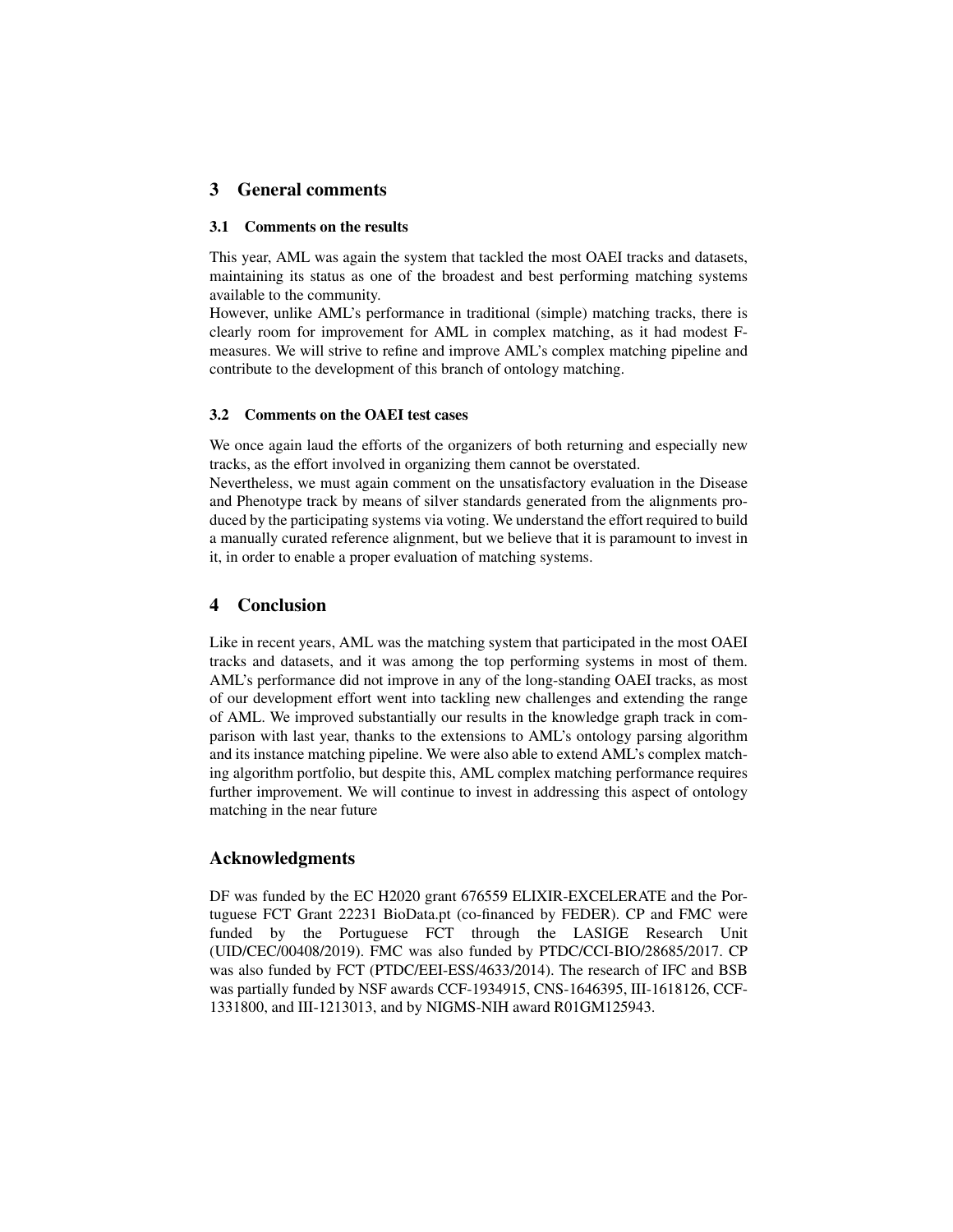## 3 General comments

### 3.1 Comments on the results

This year, AML was again the system that tackled the most OAEI tracks and datasets, maintaining its status as one of the broadest and best performing matching systems available to the community.

However, unlike AML's performance in traditional (simple) matching tracks, there is clearly room for improvement for AML in complex matching, as it had modest F-measures. We will strive to refine and improve AML's complex matching pipeline and contribute to the development of this branch of ontology matching.

### 3.2 Comments on the OAEI test cases

We once again laud the efforts of the organizers of both returning and especially new tracks, as the effort involved in organizing them cannot be overstated.

Nevertheless, we must again comment on the unsatisfactory evaluation in the Disease and Phenotype track by means of silver standards generated from the alignments produced by the participating systems via voting. We understand the effort required to build a manually curated reference alignment, but we believe that it is paramount to invest in it, in order to enable a proper evaluation of matching systems.

## 4 Conclusion

Like in recent years, AML was the matching system that participated in the most OAEI tracks and datasets, and it was among the top performing systems in most of them. AML's performance did not improve in any of the long-standing OAEI tracks, as most of our development effort went into tackling new challenges and extending the range of AML. We improved substantially our results in the knowledge graph track in comparison with last year, thanks to the extensions to AML's ontology parsing algorithm and its instance matching pipeline. We were also able to extend AML's complex matching algorithm portfolio, but despite this, AML complex matching performance requires further improvement. We will continue to invest in addressing this aspect of ontology matching in the near future

## Acknowledgments

DF was funded by the EC H2020 grant 676559 ELIXIR-EXCELERATE and the Portuguese FCT Grant 22231 BioData.pt (co-financed by FEDER). CP and FMC were funded by the Portuguese FCT through the LASIGE Research Unit (UID/CEC/00408/2019). FMC was also funded by PTDC/CCI-BIO/28685/2017. CP was also funded by FCT (PTDC/EEI-ESS/4633/2014). The research of IFC and BSB was partially funded by NSF awards CCF-1934915, CNS-1646395, III-1618126, CCF-1331800, and III-1213013, and by NIGMS-NIH award R01GM125943.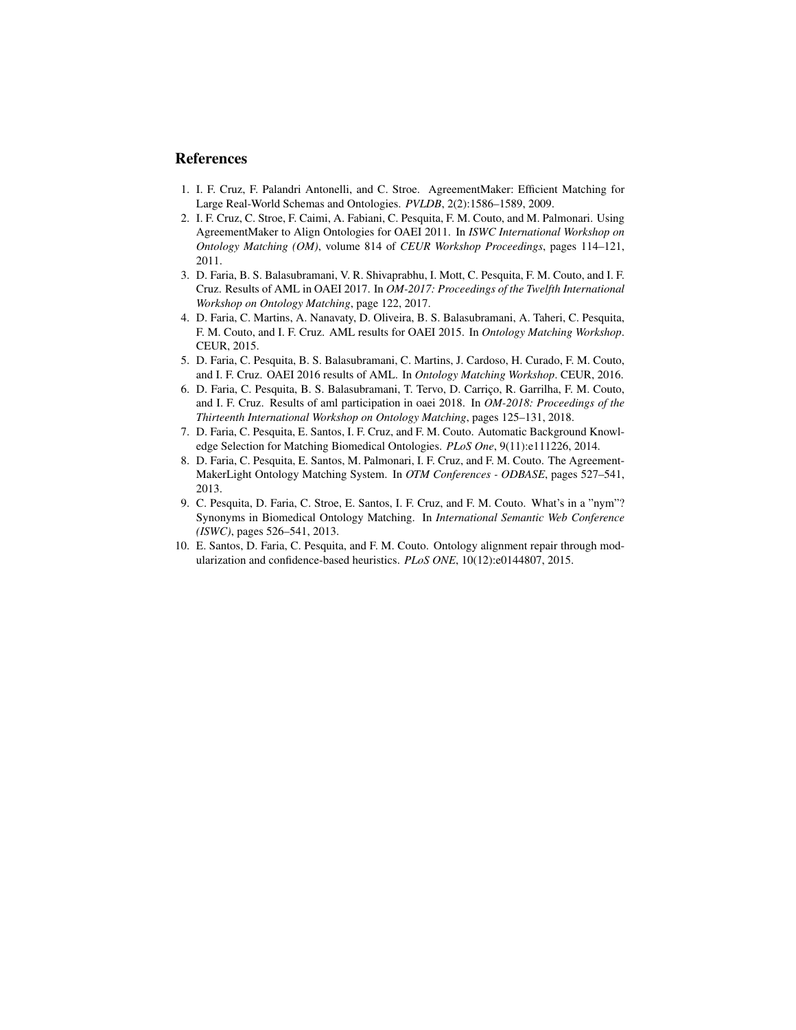## References

1. I. F. Cruz, F. Palandri Antonelli, and C. Stroe. AgreementMaker: Efficient Matching for Large Real-World Schemas and Ontologies. *PVLDB*, 2(2):1586–1589, 2009.
2. I. F. Cruz, C. Stroe, F. Caimi, A. Fabiani, C. Pesquita, F. M. Couto, and M. Palmonari. Using AgreementMaker to Align Ontologies for OAEI 2011. In *ISWC International Workshop on Ontology Matching (OM)*, volume 814 of *CEUR Workshop Proceedings*, pages 114–121, 2011.
3. D. Faria, B. S. Balasubramani, V. R. Shivaprabhu, I. Mott, C. Pesquita, F. M. Couto, and I. F. Cruz. Results of AML in OAEI 2017. In *OM-2017: Proceedings of the Twelfth International Workshop on Ontology Matching*, page 122, 2017.
4. D. Faria, C. Martins, A. Nanavaty, D. Oliveira, B. S. Balasubramani, A. Taheri, C. Pesquita, F. M. Couto, and I. F. Cruz. AML results for OAEI 2015. In *Ontology Matching Workshop*. CEUR, 2015.
5. D. Faria, C. Pesquita, B. S. Balasubramani, C. Martins, J. Cardoso, H. Curado, F. M. Couto, and I. F. Cruz. OAEI 2016 results of AML. In *Ontology Matching Workshop*. CEUR, 2016.
6. D. Faria, C. Pesquita, B. S. Balasubramani, T. Tervo, D. Carriço, R. Garrilha, F. M. Couto, and I. F. Cruz. Results of aml participation in oaei 2018. In *OM-2018: Proceedings of the Thirteenth International Workshop on Ontology Matching*, pages 125–131, 2018.
7. D. Faria, C. Pesquita, E. Santos, I. F. Cruz, and F. M. Couto. Automatic Background Knowledge Selection for Matching Biomedical Ontologies. *PLoS One*, 9(11):e111226, 2014.
8. D. Faria, C. Pesquita, E. Santos, M. Palmonari, I. F. Cruz, and F. M. Couto. The AgreementMakerLight Ontology Matching System. In *OTM Conferences - ODBASE*, pages 527–541, 2013.
9. C. Pesquita, D. Faria, C. Stroe, E. Santos, I. F. Cruz, and F. M. Couto. What's in a "nym"? Synonyms in Biomedical Ontology Matching. In *International Semantic Web Conference (ISWC)*, pages 526–541, 2013.
10. E. Santos, D. Faria, C. Pesquita, and F. M. Couto. Ontology alignment repair through modularization and confidence-based heuristics. *PLoS ONE*, 10(12):e0144807, 2015.